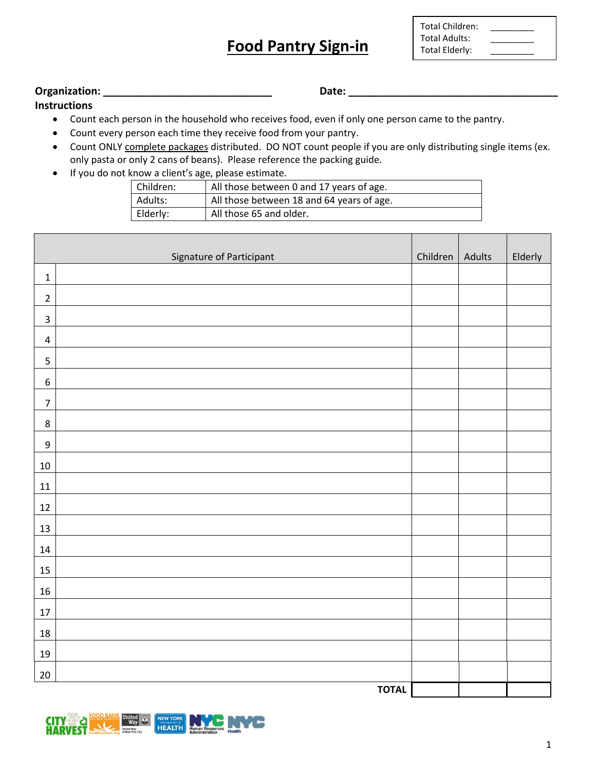# Food Pantry Sign-in

| Total Children: | _________ |
|---|---|
| Total Adults: | _________ |
| Total Elderly: | _________ |

**Organization:** ______________________________ **Date:** _____________________________________

**Instructions**

- Count each person in the household who receives food, even if only one person came to the pantry.
- Count every person each time they receive food from your pantry.
- Count ONLY complete packages distributed. DO NOT count people if you are only distributing single items (ex. only pasta or only 2 cans of beans). Please reference the packing guide.
- If you do not know a client's age, please estimate.

| Children: | All those between 0 and 17 years of age. |
|---|---|
| Adults: | All those between 18 and 64 years of age. |
| Elderly: | All those 65 and older. |

| | Signature of Participant | Children | Adults | Elderly |
|---|---|---|---|---|
| 1 | | | | |
| 2 | | | | |
| 3 | | | | |
| 4 | | | | |
| 5 | | | | |
| 6 | | | | |
| 7 | | | | |
| 8 | | | | |
| 9 | | | | |
| 10 | | | | |
| 11 | | | | |
| 12 | | | | |
| 13 | | | | |
| 14 | | | | |
| 15 | | | | |
| 16 | | | | |
| 17 | | | | |
| 18 | | | | |
| 19 | | | | |
| 20 | | | | |
| | **TOTAL** | | | |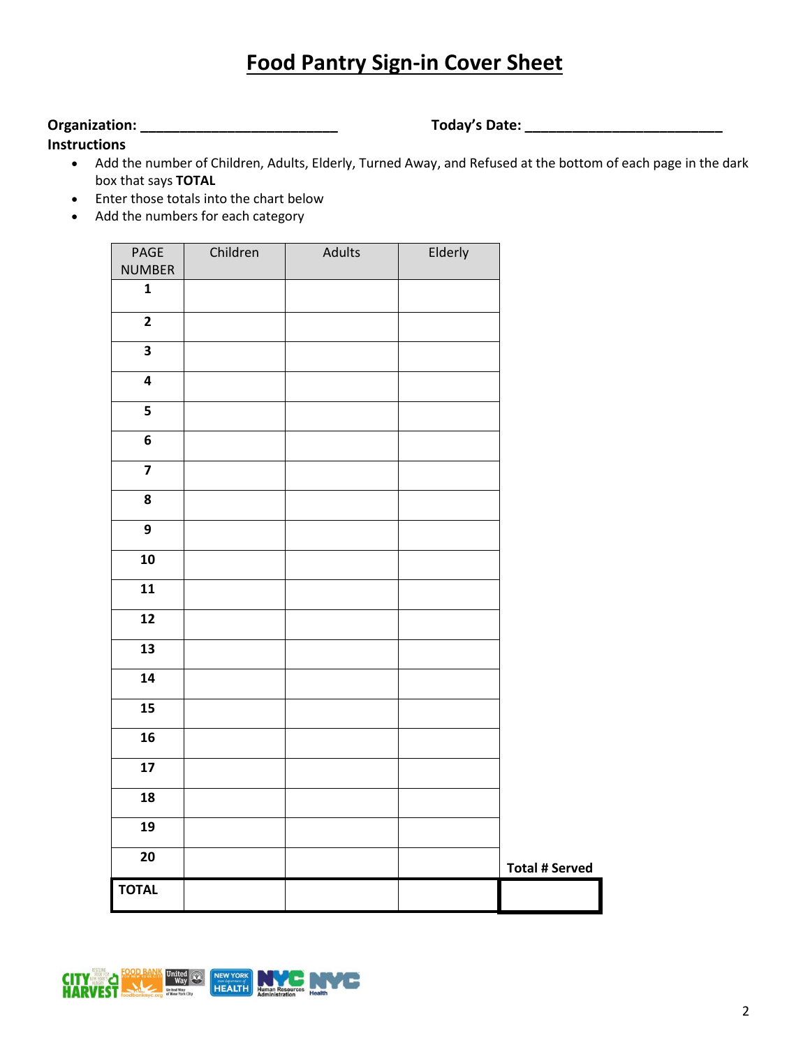# Food Pantry Sign-in Cover Sheet

**Organization:** ___________________________ **Today's Date:** ___________________________

**Instructions**

- Add the number of Children, Adults, Elderly, Turned Away, and Refused at the bottom of each page in the dark box that says **TOTAL**
- Enter those totals into the chart below
- Add the numbers for each category

| PAGE NUMBER | Children | Adults | Elderly | |
|---|---|---|---|---|
| **1** | | | | |
| **2** | | | | |
| **3** | | | | |
| **4** | | | | |
| **5** | | | | |
| **6** | | | | |
| **7** | | | | |
| **8** | | | | |
| **9** | | | | |
| **10** | | | | |
| **11** | | | | |
| **12** | | | | |
| **13** | | | | |
| **14** | | | | |
| **15** | | | | |
| **16** | | | | |
| **17** | | | | |
| **18** | | | | |
| **19** | | | | |
| **20** | | | | **Total # Served** |
| **TOTAL** | | | | |